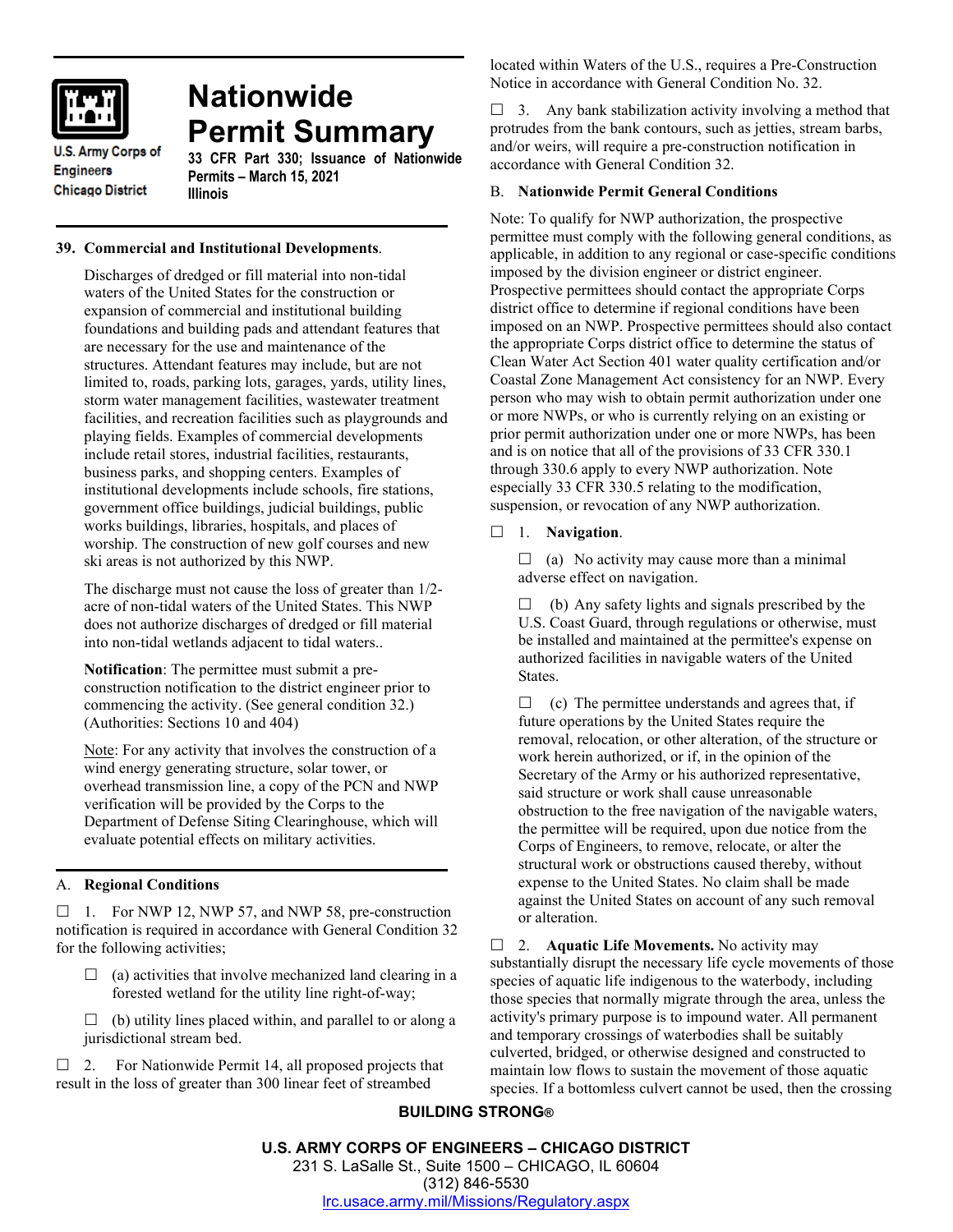U.S. Army Corps of Engineers
Chicago District

# Nationwide Permit Summary

**33 CFR Part 330; Issuance of Nationwide Permits – March 15, 2021**
**Illinois**

**39. Commercial and Institutional Developments**.

Discharges of dredged or fill material into non-tidal waters of the United States for the construction or expansion of commercial and institutional building foundations and building pads and attendant features that are necessary for the use and maintenance of the structures. Attendant features may include, but are not limited to, roads, parking lots, garages, yards, utility lines, storm water management facilities, wastewater treatment facilities, and recreation facilities such as playgrounds and playing fields. Examples of commercial developments include retail stores, industrial facilities, restaurants, business parks, and shopping centers. Examples of institutional developments include schools, fire stations, government office buildings, judicial buildings, public works buildings, libraries, hospitals, and places of worship. The construction of new golf courses and new ski areas is not authorized by this NWP.

The discharge must not cause the loss of greater than 1/2-acre of non-tidal waters of the United States. This NWP does not authorize discharges of dredged or fill material into non-tidal wetlands adjacent to tidal waters..

**Notification**: The permittee must submit a pre-construction notification to the district engineer prior to commencing the activity. (See general condition 32.) (Authorities: Sections 10 and 404)

Note: For any activity that involves the construction of a wind energy generating structure, solar tower, or overhead transmission line, a copy of the PCN and NWP verification will be provided by the Corps to the Department of Defense Siting Clearinghouse, which will evaluate potential effects on military activities.

## A. Regional Conditions

☐ 1. For NWP 12, NWP 57, and NWP 58, pre-construction notification is required in accordance with General Condition 32 for the following activities;

☐ (a) activities that involve mechanized land clearing in a forested wetland for the utility line right-of-way;

☐ (b) utility lines placed within, and parallel to or along a jurisdictional stream bed.

☐ 2. For Nationwide Permit 14, all proposed projects that result in the loss of greater than 300 linear feet of streambed located within Waters of the U.S., requires a Pre-Construction Notice in accordance with General Condition No. 32.

☐ 3. Any bank stabilization activity involving a method that protrudes from the bank contours, such as jetties, stream barbs, and/or weirs, will require a pre-construction notification in accordance with General Condition 32.

## B. Nationwide Permit General Conditions

Note: To qualify for NWP authorization, the prospective permittee must comply with the following general conditions, as applicable, in addition to any regional or case-specific conditions imposed by the division engineer or district engineer. Prospective permittees should contact the appropriate Corps district office to determine if regional conditions have been imposed on an NWP. Prospective permittees should also contact the appropriate Corps district office to determine the status of Clean Water Act Section 401 water quality certification and/or Coastal Zone Management Act consistency for an NWP. Every person who may wish to obtain permit authorization under one or more NWPs, or who is currently relying on an existing or prior permit authorization under one or more NWPs, has been and is on notice that all of the provisions of 33 CFR 330.1 through 330.6 apply to every NWP authorization. Note especially 33 CFR 330.5 relating to the modification, suspension, or revocation of any NWP authorization.

☐ 1. **Navigation**.

☐ (a) No activity may cause more than a minimal adverse effect on navigation.

☐ (b) Any safety lights and signals prescribed by the U.S. Coast Guard, through regulations or otherwise, must be installed and maintained at the permittee's expense on authorized facilities in navigable waters of the United States.

☐ (c) The permittee understands and agrees that, if future operations by the United States require the removal, relocation, or other alteration, of the structure or work herein authorized, or if, in the opinion of the Secretary of the Army or his authorized representative, said structure or work shall cause unreasonable obstruction to the free navigation of the navigable waters, the permittee will be required, upon due notice from the Corps of Engineers, to remove, relocate, or alter the structural work or obstructions caused thereby, without expense to the United States. No claim shall be made against the United States on account of any such removal or alteration.

☐ 2. **Aquatic Life Movements.** No activity may substantially disrupt the necessary life cycle movements of those species of aquatic life indigenous to the waterbody, including those species that normally migrate through the area, unless the activity's primary purpose is to impound water. All permanent and temporary crossings of waterbodies shall be suitably culverted, bridged, or otherwise designed and constructed to maintain low flows to sustain the movement of those aquatic species. If a bottomless culvert cannot be used, then the crossing

**BUILDING STRONG®**

**U.S. ARMY CORPS OF ENGINEERS – CHICAGO DISTRICT**
231 S. LaSalle St., Suite 1500 – CHICAGO, IL 60604
(312) 846-5530
lrc.usace.army.mil/Missions/Regulatory.aspx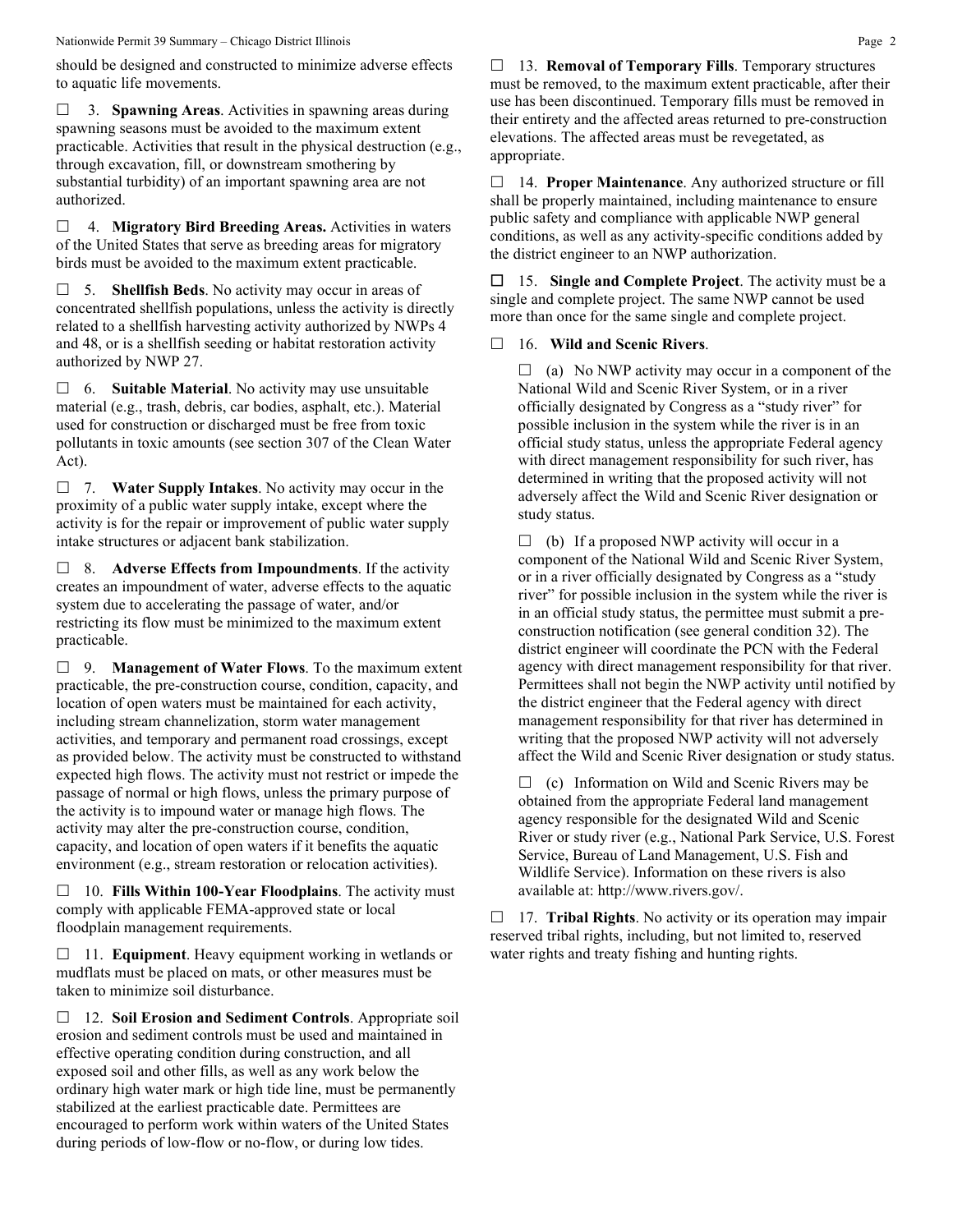should be designed and constructed to minimize adverse effects to aquatic life movements.

☐ 3. **Spawning Areas**. Activities in spawning areas during spawning seasons must be avoided to the maximum extent practicable. Activities that result in the physical destruction (e.g., through excavation, fill, or downstream smothering by substantial turbidity) of an important spawning area are not authorized.

☐ 4. **Migratory Bird Breeding Areas.** Activities in waters of the United States that serve as breeding areas for migratory birds must be avoided to the maximum extent practicable.

☐ 5. **Shellfish Beds**. No activity may occur in areas of concentrated shellfish populations, unless the activity is directly related to a shellfish harvesting activity authorized by NWPs 4 and 48, or is a shellfish seeding or habitat restoration activity authorized by NWP 27.

☐ 6. **Suitable Material**. No activity may use unsuitable material (e.g., trash, debris, car bodies, asphalt, etc.). Material used for construction or discharged must be free from toxic pollutants in toxic amounts (see section 307 of the Clean Water Act).

☐ 7. **Water Supply Intakes**. No activity may occur in the proximity of a public water supply intake, except where the activity is for the repair or improvement of public water supply intake structures or adjacent bank stabilization.

☐ 8. **Adverse Effects from Impoundments**. If the activity creates an impoundment of water, adverse effects to the aquatic system due to accelerating the passage of water, and/or restricting its flow must be minimized to the maximum extent practicable.

☐ 9. **Management of Water Flows**. To the maximum extent practicable, the pre-construction course, condition, capacity, and location of open waters must be maintained for each activity, including stream channelization, storm water management activities, and temporary and permanent road crossings, except as provided below. The activity must be constructed to withstand expected high flows. The activity must not restrict or impede the passage of normal or high flows, unless the primary purpose of the activity is to impound water or manage high flows. The activity may alter the pre-construction course, condition, capacity, and location of open waters if it benefits the aquatic environment (e.g., stream restoration or relocation activities).

☐ 10. **Fills Within 100-Year Floodplains**. The activity must comply with applicable FEMA-approved state or local floodplain management requirements.

☐ 11. **Equipment**. Heavy equipment working in wetlands or mudflats must be placed on mats, or other measures must be taken to minimize soil disturbance.

☐ 12. **Soil Erosion and Sediment Controls**. Appropriate soil erosion and sediment controls must be used and maintained in effective operating condition during construction, and all exposed soil and other fills, as well as any work below the ordinary high water mark or high tide line, must be permanently stabilized at the earliest practicable date. Permittees are encouraged to perform work within waters of the United States during periods of low-flow or no-flow, or during low tides.

☐ 13. **Removal of Temporary Fills**. Temporary structures must be removed, to the maximum extent practicable, after their use has been discontinued. Temporary fills must be removed in their entirety and the affected areas returned to pre-construction elevations. The affected areas must be revegetated, as appropriate.

☐ 14. **Proper Maintenance**. Any authorized structure or fill shall be properly maintained, including maintenance to ensure public safety and compliance with applicable NWP general conditions, as well as any activity-specific conditions added by the district engineer to an NWP authorization.

☐ 15. **Single and Complete Project**. The activity must be a single and complete project. The same NWP cannot be used more than once for the same single and complete project.

☐ 16. **Wild and Scenic Rivers**.

☐ (a) No NWP activity may occur in a component of the National Wild and Scenic River System, or in a river officially designated by Congress as a "study river" for possible inclusion in the system while the river is in an official study status, unless the appropriate Federal agency with direct management responsibility for such river, has determined in writing that the proposed activity will not adversely affect the Wild and Scenic River designation or study status.

☐ (b) If a proposed NWP activity will occur in a component of the National Wild and Scenic River System, or in a river officially designated by Congress as a "study river" for possible inclusion in the system while the river is in an official study status, the permittee must submit a pre-construction notification (see general condition 32). The district engineer will coordinate the PCN with the Federal agency with direct management responsibility for that river. Permittees shall not begin the NWP activity until notified by the district engineer that the Federal agency with direct management responsibility for that river has determined in writing that the proposed NWP activity will not adversely affect the Wild and Scenic River designation or study status.

☐ (c) Information on Wild and Scenic Rivers may be obtained from the appropriate Federal land management agency responsible for the designated Wild and Scenic River or study river (e.g., National Park Service, U.S. Forest Service, Bureau of Land Management, U.S. Fish and Wildlife Service). Information on these rivers is also available at: http://www.rivers.gov/.

☐ 17. **Tribal Rights**. No activity or its operation may impair reserved tribal rights, including, but not limited to, reserved water rights and treaty fishing and hunting rights.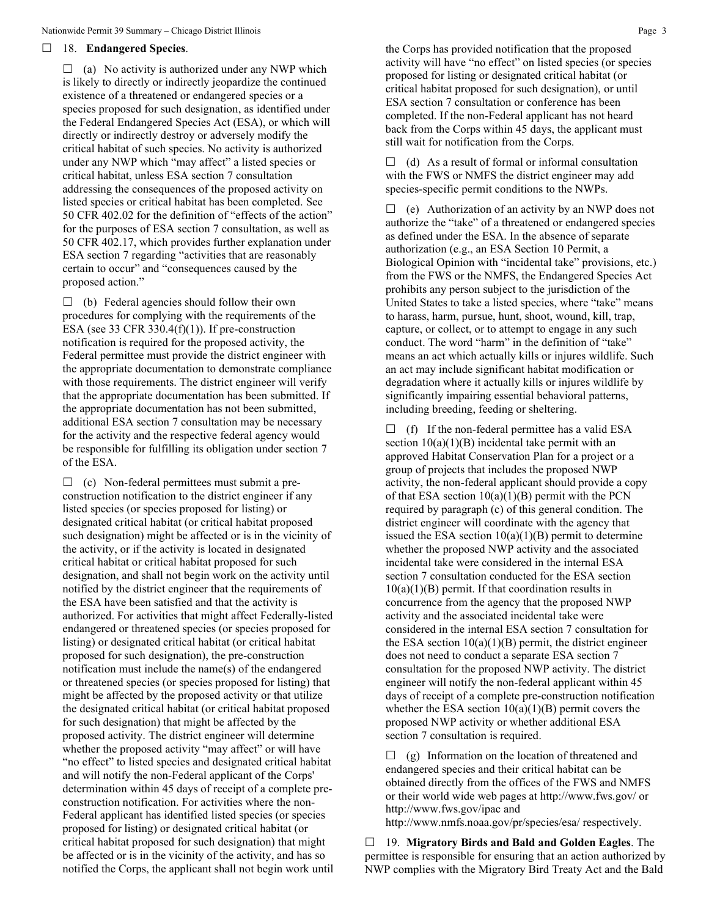☐ 18. **Endangered Species**.

☐ (a) No activity is authorized under any NWP which is likely to directly or indirectly jeopardize the continued existence of a threatened or endangered species or a species proposed for such designation, as identified under the Federal Endangered Species Act (ESA), or which will directly or indirectly destroy or adversely modify the critical habitat of such species. No activity is authorized under any NWP which "may affect" a listed species or critical habitat, unless ESA section 7 consultation addressing the consequences of the proposed activity on listed species or critical habitat has been completed. See 50 CFR 402.02 for the definition of "effects of the action" for the purposes of ESA section 7 consultation, as well as 50 CFR 402.17, which provides further explanation under ESA section 7 regarding "activities that are reasonably certain to occur" and "consequences caused by the proposed action."

☐ (b) Federal agencies should follow their own procedures for complying with the requirements of the ESA (see 33 CFR 330.4(f)(1)). If pre-construction notification is required for the proposed activity, the Federal permittee must provide the district engineer with the appropriate documentation to demonstrate compliance with those requirements. The district engineer will verify that the appropriate documentation has been submitted. If the appropriate documentation has not been submitted, additional ESA section 7 consultation may be necessary for the activity and the respective federal agency would be responsible for fulfilling its obligation under section 7 of the ESA.

☐ (c) Non-federal permittees must submit a pre-construction notification to the district engineer if any listed species (or species proposed for listing) or designated critical habitat (or critical habitat proposed such designation) might be affected or is in the vicinity of the activity, or if the activity is located in designated critical habitat or critical habitat proposed for such designation, and shall not begin work on the activity until notified by the district engineer that the requirements of the ESA have been satisfied and that the activity is authorized. For activities that might affect Federally-listed endangered or threatened species (or species proposed for listing) or designated critical habitat (or critical habitat proposed for such designation), the pre-construction notification must include the name(s) of the endangered or threatened species (or species proposed for listing) that might be affected by the proposed activity or that utilize the designated critical habitat (or critical habitat proposed for such designation) that might be affected by the proposed activity. The district engineer will determine whether the proposed activity "may affect" or will have "no effect" to listed species and designated critical habitat and will notify the non-Federal applicant of the Corps' determination within 45 days of receipt of a complete pre-construction notification. For activities where the non-Federal applicant has identified listed species (or species proposed for listing) or designated critical habitat (or critical habitat proposed for such designation) that might be affected or is in the vicinity of the activity, and has so notified the Corps, the applicant shall not begin work until the Corps has provided notification that the proposed activity will have "no effect" on listed species (or species proposed for listing or designated critical habitat (or critical habitat proposed for such designation), or until ESA section 7 consultation or conference has been completed. If the non-Federal applicant has not heard back from the Corps within 45 days, the applicant must still wait for notification from the Corps.

☐ (d) As a result of formal or informal consultation with the FWS or NMFS the district engineer may add species-specific permit conditions to the NWPs.

☐ (e) Authorization of an activity by an NWP does not authorize the "take" of a threatened or endangered species as defined under the ESA. In the absence of separate authorization (e.g., an ESA Section 10 Permit, a Biological Opinion with "incidental take" provisions, etc.) from the FWS or the NMFS, the Endangered Species Act prohibits any person subject to the jurisdiction of the United States to take a listed species, where "take" means to harass, harm, pursue, hunt, shoot, wound, kill, trap, capture, or collect, or to attempt to engage in any such conduct. The word "harm" in the definition of "take" means an act which actually kills or injures wildlife. Such an act may include significant habitat modification or degradation where it actually kills or injures wildlife by significantly impairing essential behavioral patterns, including breeding, feeding or sheltering.

☐ (f) If the non-federal permittee has a valid ESA section 10(a)(1)(B) incidental take permit with an approved Habitat Conservation Plan for a project or a group of projects that includes the proposed NWP activity, the non-federal applicant should provide a copy of that ESA section 10(a)(1)(B) permit with the PCN required by paragraph (c) of this general condition. The district engineer will coordinate with the agency that issued the ESA section 10(a)(1)(B) permit to determine whether the proposed NWP activity and the associated incidental take were considered in the internal ESA section 7 consultation conducted for the ESA section 10(a)(1)(B) permit. If that coordination results in concurrence from the agency that the proposed NWP activity and the associated incidental take were considered in the internal ESA section 7 consultation for the ESA section 10(a)(1)(B) permit, the district engineer does not need to conduct a separate ESA section 7 consultation for the proposed NWP activity. The district engineer will notify the non-federal applicant within 45 days of receipt of a complete pre-construction notification whether the ESA section 10(a)(1)(B) permit covers the proposed NWP activity or whether additional ESA section 7 consultation is required.

☐ (g) Information on the location of threatened and endangered species and their critical habitat can be obtained directly from the offices of the FWS and NMFS or their world wide web pages at http://www.fws.gov/ or http://www.fws.gov/ipac and http://www.nmfs.noaa.gov/pr/species/esa/ respectively.

☐ 19. **Migratory Birds and Bald and Golden Eagles**. The permittee is responsible for ensuring that an action authorized by NWP complies with the Migratory Bird Treaty Act and the Bald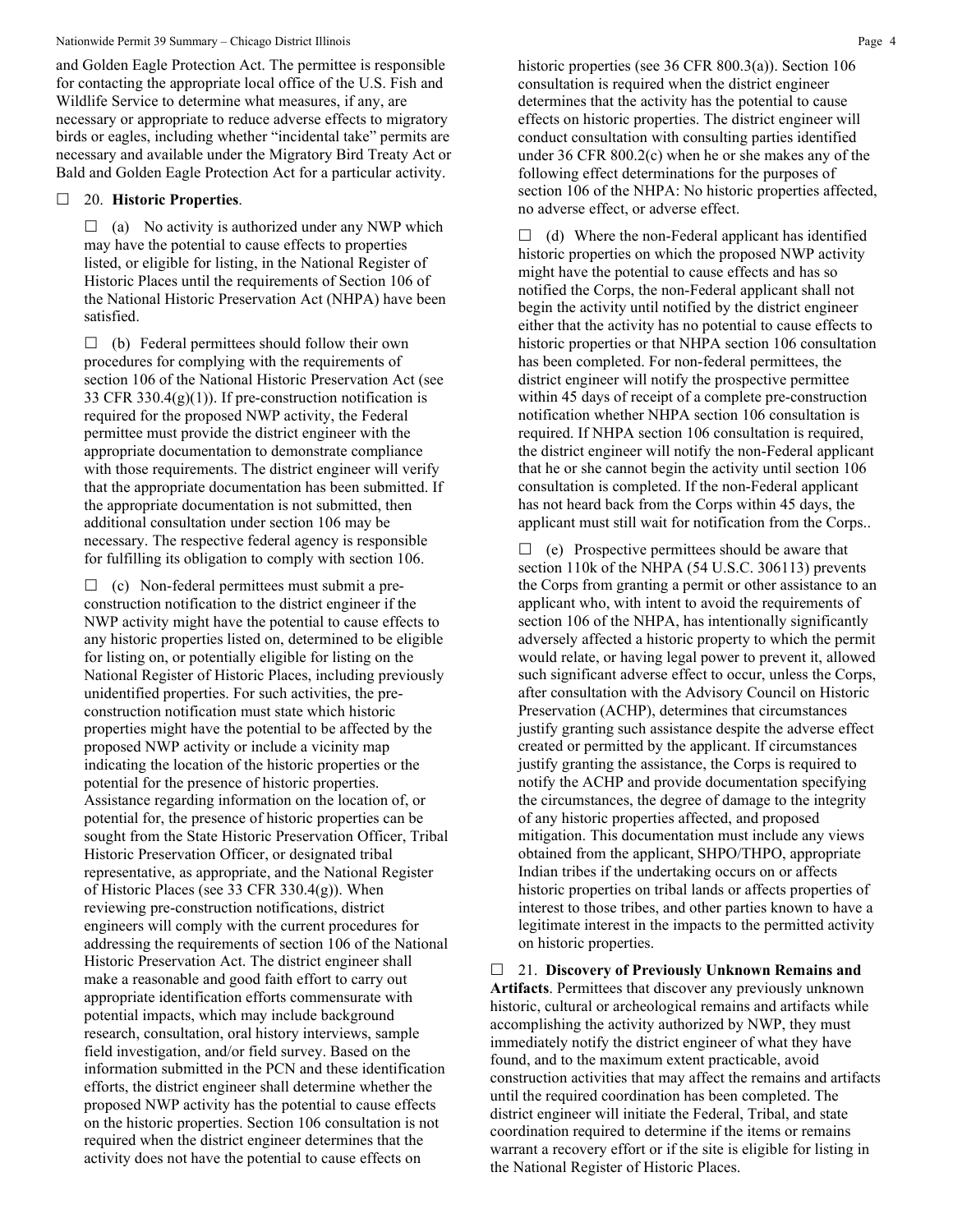and Golden Eagle Protection Act. The permittee is responsible for contacting the appropriate local office of the U.S. Fish and Wildlife Service to determine what measures, if any, are necessary or appropriate to reduce adverse effects to migratory birds or eagles, including whether "incidental take" permits are necessary and available under the Migratory Bird Treaty Act or Bald and Golden Eagle Protection Act for a particular activity.

☐ 20. **Historic Properties**.

☐ (a) No activity is authorized under any NWP which may have the potential to cause effects to properties listed, or eligible for listing, in the National Register of Historic Places until the requirements of Section 106 of the National Historic Preservation Act (NHPA) have been satisfied.

☐ (b) Federal permittees should follow their own procedures for complying with the requirements of section 106 of the National Historic Preservation Act (see 33 CFR 330.4(g)(1)). If pre-construction notification is required for the proposed NWP activity, the Federal permittee must provide the district engineer with the appropriate documentation to demonstrate compliance with those requirements. The district engineer will verify that the appropriate documentation has been submitted. If the appropriate documentation is not submitted, then additional consultation under section 106 may be necessary. The respective federal agency is responsible for fulfilling its obligation to comply with section 106.

☐ (c) Non-federal permittees must submit a pre-construction notification to the district engineer if the NWP activity might have the potential to cause effects to any historic properties listed on, determined to be eligible for listing on, or potentially eligible for listing on the National Register of Historic Places, including previously unidentified properties. For such activities, the pre-construction notification must state which historic properties might have the potential to be affected by the proposed NWP activity or include a vicinity map indicating the location of the historic properties or the potential for the presence of historic properties. Assistance regarding information on the location of, or potential for, the presence of historic properties can be sought from the State Historic Preservation Officer, Tribal Historic Preservation Officer, or designated tribal representative, as appropriate, and the National Register of Historic Places (see 33 CFR 330.4(g)). When reviewing pre-construction notifications, district engineers will comply with the current procedures for addressing the requirements of section 106 of the National Historic Preservation Act. The district engineer shall make a reasonable and good faith effort to carry out appropriate identification efforts commensurate with potential impacts, which may include background research, consultation, oral history interviews, sample field investigation, and/or field survey. Based on the information submitted in the PCN and these identification efforts, the district engineer shall determine whether the proposed NWP activity has the potential to cause effects on the historic properties. Section 106 consultation is not required when the district engineer determines that the activity does not have the potential to cause effects on historic properties (see 36 CFR 800.3(a)). Section 106 consultation is required when the district engineer determines that the activity has the potential to cause effects on historic properties. The district engineer will conduct consultation with consulting parties identified under 36 CFR 800.2(c) when he or she makes any of the following effect determinations for the purposes of section 106 of the NHPA: No historic properties affected, no adverse effect, or adverse effect.

☐ (d) Where the non-Federal applicant has identified historic properties on which the proposed NWP activity might have the potential to cause effects and has so notified the Corps, the non-Federal applicant shall not begin the activity until notified by the district engineer either that the activity has no potential to cause effects to historic properties or that NHPA section 106 consultation has been completed. For non-federal permittees, the district engineer will notify the prospective permittee within 45 days of receipt of a complete pre-construction notification whether NHPA section 106 consultation is required. If NHPA section 106 consultation is required, the district engineer will notify the non-Federal applicant that he or she cannot begin the activity until section 106 consultation is completed. If the non-Federal applicant has not heard back from the Corps within 45 days, the applicant must still wait for notification from the Corps..

☐ (e) Prospective permittees should be aware that section 110k of the NHPA (54 U.S.C. 306113) prevents the Corps from granting a permit or other assistance to an applicant who, with intent to avoid the requirements of section 106 of the NHPA, has intentionally significantly adversely affected a historic property to which the permit would relate, or having legal power to prevent it, allowed such significant adverse effect to occur, unless the Corps, after consultation with the Advisory Council on Historic Preservation (ACHP), determines that circumstances justify granting such assistance despite the adverse effect created or permitted by the applicant. If circumstances justify granting the assistance, the Corps is required to notify the ACHP and provide documentation specifying the circumstances, the degree of damage to the integrity of any historic properties affected, and proposed mitigation. This documentation must include any views obtained from the applicant, SHPO/THPO, appropriate Indian tribes if the undertaking occurs on or affects historic properties on tribal lands or affects properties of interest to those tribes, and other parties known to have a legitimate interest in the impacts to the permitted activity on historic properties.

☐ 21. **Discovery of Previously Unknown Remains and Artifacts**. Permittees that discover any previously unknown historic, cultural or archeological remains and artifacts while accomplishing the activity authorized by NWP, they must immediately notify the district engineer of what they have found, and to the maximum extent practicable, avoid construction activities that may affect the remains and artifacts until the required coordination has been completed. The district engineer will initiate the Federal, Tribal, and state coordination required to determine if the items or remains warrant a recovery effort or if the site is eligible for listing in the National Register of Historic Places.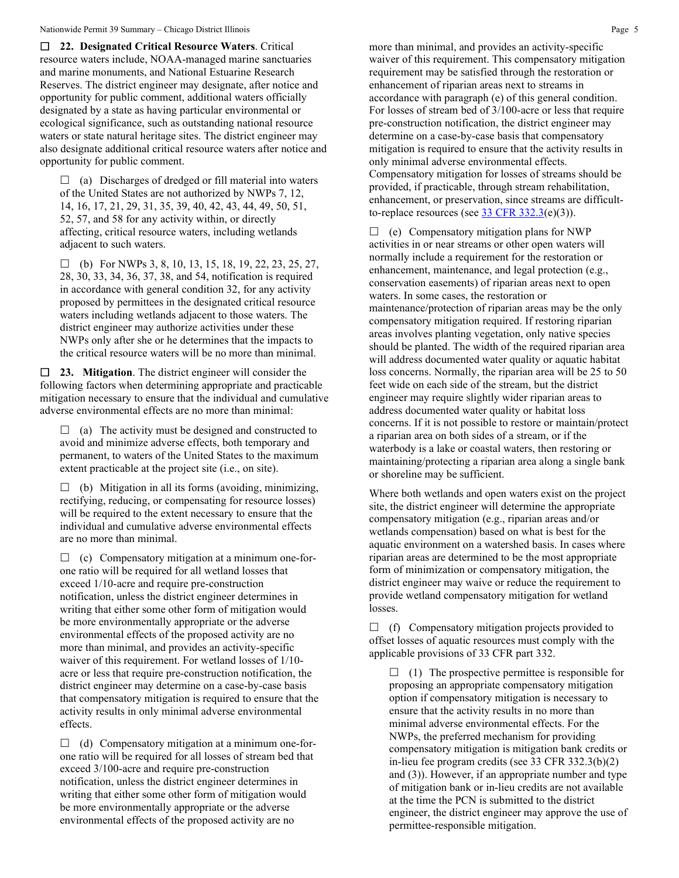☐ **22. Designated Critical Resource Waters**. Critical resource waters include, NOAA-managed marine sanctuaries and marine monuments, and National Estuarine Research Reserves. The district engineer may designate, after notice and opportunity for public comment, additional waters officially designated by a state as having particular environmental or ecological significance, such as outstanding national resource waters or state natural heritage sites. The district engineer may also designate additional critical resource waters after notice and opportunity for public comment.

☐ (a) Discharges of dredged or fill material into waters of the United States are not authorized by NWPs 7, 12, 14, 16, 17, 21, 29, 31, 35, 39, 40, 42, 43, 44, 49, 50, 51, 52, 57, and 58 for any activity within, or directly affecting, critical resource waters, including wetlands adjacent to such waters.

☐ (b) For NWPs 3, 8, 10, 13, 15, 18, 19, 22, 23, 25, 27, 28, 30, 33, 34, 36, 37, 38, and 54, notification is required in accordance with general condition 32, for any activity proposed by permittees in the designated critical resource waters including wetlands adjacent to those waters. The district engineer may authorize activities under these NWPs only after she or he determines that the impacts to the critical resource waters will be no more than minimal.

☐ **23. Mitigation**. The district engineer will consider the following factors when determining appropriate and practicable mitigation necessary to ensure that the individual and cumulative adverse environmental effects are no more than minimal:

☐ (a) The activity must be designed and constructed to avoid and minimize adverse effects, both temporary and permanent, to waters of the United States to the maximum extent practicable at the project site (i.e., on site).

☐ (b) Mitigation in all its forms (avoiding, minimizing, rectifying, reducing, or compensating for resource losses) will be required to the extent necessary to ensure that the individual and cumulative adverse environmental effects are no more than minimal.

☐ (c) Compensatory mitigation at a minimum one-for-one ratio will be required for all wetland losses that exceed 1/10-acre and require pre-construction notification, unless the district engineer determines in writing that either some other form of mitigation would be more environmentally appropriate or the adverse environmental effects of the proposed activity are no more than minimal, and provides an activity-specific waiver of this requirement. For wetland losses of 1/10-acre or less that require pre-construction notification, the district engineer may determine on a case-by-case basis that compensatory mitigation is required to ensure that the activity results in only minimal adverse environmental effects.

☐ (d) Compensatory mitigation at a minimum one-for-one ratio will be required for all losses of stream bed that exceed 3/100-acre and require pre-construction notification, unless the district engineer determines in writing that either some other form of mitigation would be more environmentally appropriate or the adverse environmental effects of the proposed activity are no more than minimal, and provides an activity-specific waiver of this requirement. This compensatory mitigation requirement may be satisfied through the restoration or enhancement of riparian areas next to streams in accordance with paragraph (e) of this general condition. For losses of stream bed of 3/100-acre or less that require pre-construction notification, the district engineer may determine on a case-by-case basis that compensatory mitigation is required to ensure that the activity results in only minimal adverse environmental effects. Compensatory mitigation for losses of streams should be provided, if practicable, through stream rehabilitation, enhancement, or preservation, since streams are difficult-to-replace resources (see [33 CFR 332.3](e)(3)).

☐ (e) Compensatory mitigation plans for NWP activities in or near streams or other open waters will normally include a requirement for the restoration or enhancement, maintenance, and legal protection (e.g., conservation easements) of riparian areas next to open waters. In some cases, the restoration or maintenance/protection of riparian areas may be the only compensatory mitigation required. If restoring riparian areas involves planting vegetation, only native species should be planted. The width of the required riparian area will address documented water quality or aquatic habitat loss concerns. Normally, the riparian area will be 25 to 50 feet wide on each side of the stream, but the district engineer may require slightly wider riparian areas to address documented water quality or habitat loss concerns. If it is not possible to restore or maintain/protect a riparian area on both sides of a stream, or if the waterbody is a lake or coastal waters, then restoring or maintaining/protecting a riparian area along a single bank or shoreline may be sufficient.

Where both wetlands and open waters exist on the project site, the district engineer will determine the appropriate compensatory mitigation (e.g., riparian areas and/or wetlands compensation) based on what is best for the aquatic environment on a watershed basis. In cases where riparian areas are determined to be the most appropriate form of minimization or compensatory mitigation, the district engineer may waive or reduce the requirement to provide wetland compensatory mitigation for wetland losses.

☐ (f) Compensatory mitigation projects provided to offset losses of aquatic resources must comply with the applicable provisions of 33 CFR part 332.

☐ (1) The prospective permittee is responsible for proposing an appropriate compensatory mitigation option if compensatory mitigation is necessary to ensure that the activity results in no more than minimal adverse environmental effects. For the NWPs, the preferred mechanism for providing compensatory mitigation is mitigation bank credits or in-lieu fee program credits (see 33 CFR 332.3(b)(2) and (3)). However, if an appropriate number and type of mitigation bank or in-lieu credits are not available at the time the PCN is submitted to the district engineer, the district engineer may approve the use of permittee-responsible mitigation.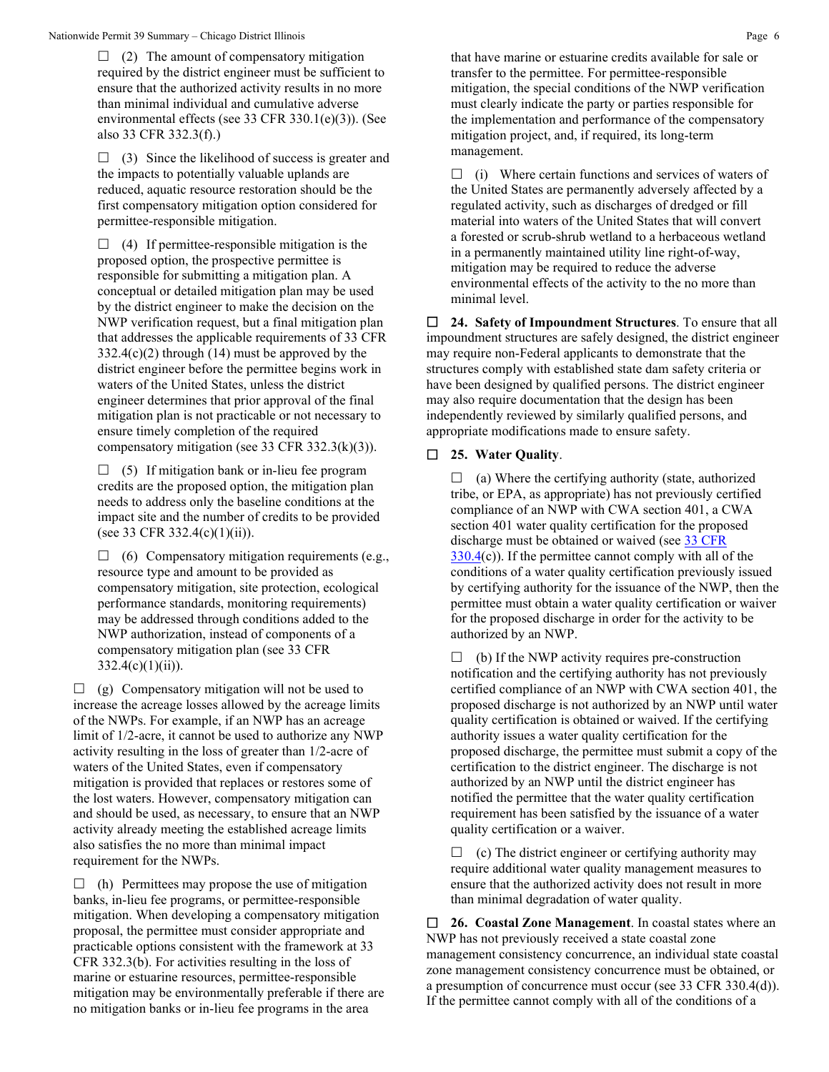☐ (2) The amount of compensatory mitigation required by the district engineer must be sufficient to ensure that the authorized activity results in no more than minimal individual and cumulative adverse environmental effects (see 33 CFR 330.1(e)(3)). (See also 33 CFR 332.3(f).)

☐ (3) Since the likelihood of success is greater and the impacts to potentially valuable uplands are reduced, aquatic resource restoration should be the first compensatory mitigation option considered for permittee-responsible mitigation.

☐ (4) If permittee-responsible mitigation is the proposed option, the prospective permittee is responsible for submitting a mitigation plan. A conceptual or detailed mitigation plan may be used by the district engineer to make the decision on the NWP verification request, but a final mitigation plan that addresses the applicable requirements of 33 CFR 332.4(c)(2) through (14) must be approved by the district engineer before the permittee begins work in waters of the United States, unless the district engineer determines that prior approval of the final mitigation plan is not practicable or not necessary to ensure timely completion of the required compensatory mitigation (see 33 CFR 332.3(k)(3)).

☐ (5) If mitigation bank or in-lieu fee program credits are the proposed option, the mitigation plan needs to address only the baseline conditions at the impact site and the number of credits to be provided (see 33 CFR 332.4(c)(1)(ii)).

☐ (6) Compensatory mitigation requirements (e.g., resource type and amount to be provided as compensatory mitigation, site protection, ecological performance standards, monitoring requirements) may be addressed through conditions added to the NWP authorization, instead of components of a compensatory mitigation plan (see 33 CFR 332.4(c)(1)(ii)).

☐ (g) Compensatory mitigation will not be used to increase the acreage losses allowed by the acreage limits of the NWPs. For example, if an NWP has an acreage limit of 1/2-acre, it cannot be used to authorize any NWP activity resulting in the loss of greater than 1/2-acre of waters of the United States, even if compensatory mitigation is provided that replaces or restores some of the lost waters. However, compensatory mitigation can and should be used, as necessary, to ensure that an NWP activity already meeting the established acreage limits also satisfies the no more than minimal impact requirement for the NWPs.

☐ (h) Permittees may propose the use of mitigation banks, in-lieu fee programs, or permittee-responsible mitigation. When developing a compensatory mitigation proposal, the permittee must consider appropriate and practicable options consistent with the framework at 33 CFR 332.3(b). For activities resulting in the loss of marine or estuarine resources, permittee-responsible mitigation may be environmentally preferable if there are no mitigation banks or in-lieu fee programs in the area that have marine or estuarine credits available for sale or transfer to the permittee. For permittee-responsible mitigation, the special conditions of the NWP verification must clearly indicate the party or parties responsible for the implementation and performance of the compensatory mitigation project, and, if required, its long-term management.

☐ (i) Where certain functions and services of waters of the United States are permanently adversely affected by a regulated activity, such as discharges of dredged or fill material into waters of the United States that will convert a forested or scrub-shrub wetland to a herbaceous wetland in a permanently maintained utility line right-of-way, mitigation may be required to reduce the adverse environmental effects of the activity to the no more than minimal level.

☐ **24. Safety of Impoundment Structures**. To ensure that all impoundment structures are safely designed, the district engineer may require non-Federal applicants to demonstrate that the structures comply with established state dam safety criteria or have been designed by qualified persons. The district engineer may also require documentation that the design has been independently reviewed by similarly qualified persons, and appropriate modifications made to ensure safety.

☐ **25. Water Quality**.

☐ (a) Where the certifying authority (state, authorized tribe, or EPA, as appropriate) has not previously certified compliance of an NWP with CWA section 401, a CWA section 401 water quality certification for the proposed discharge must be obtained or waived (see 33 CFR 330.4(c)). If the permittee cannot comply with all of the conditions of a water quality certification previously issued by certifying authority for the issuance of the NWP, then the permittee must obtain a water quality certification or waiver for the proposed discharge in order for the activity to be authorized by an NWP.

☐ (b) If the NWP activity requires pre-construction notification and the certifying authority has not previously certified compliance of an NWP with CWA section 401, the proposed discharge is not authorized by an NWP until water quality certification is obtained or waived. If the certifying authority issues a water quality certification for the proposed discharge, the permittee must submit a copy of the certification to the district engineer. The discharge is not authorized by an NWP until the district engineer has notified the permittee that the water quality certification requirement has been satisfied by the issuance of a water quality certification or a waiver.

☐ (c) The district engineer or certifying authority may require additional water quality management measures to ensure that the authorized activity does not result in more than minimal degradation of water quality.

☐ **26. Coastal Zone Management**. In coastal states where an NWP has not previously received a state coastal zone management consistency concurrence, an individual state coastal zone management consistency concurrence must be obtained, or a presumption of concurrence must occur (see 33 CFR 330.4(d)). If the permittee cannot comply with all of the conditions of a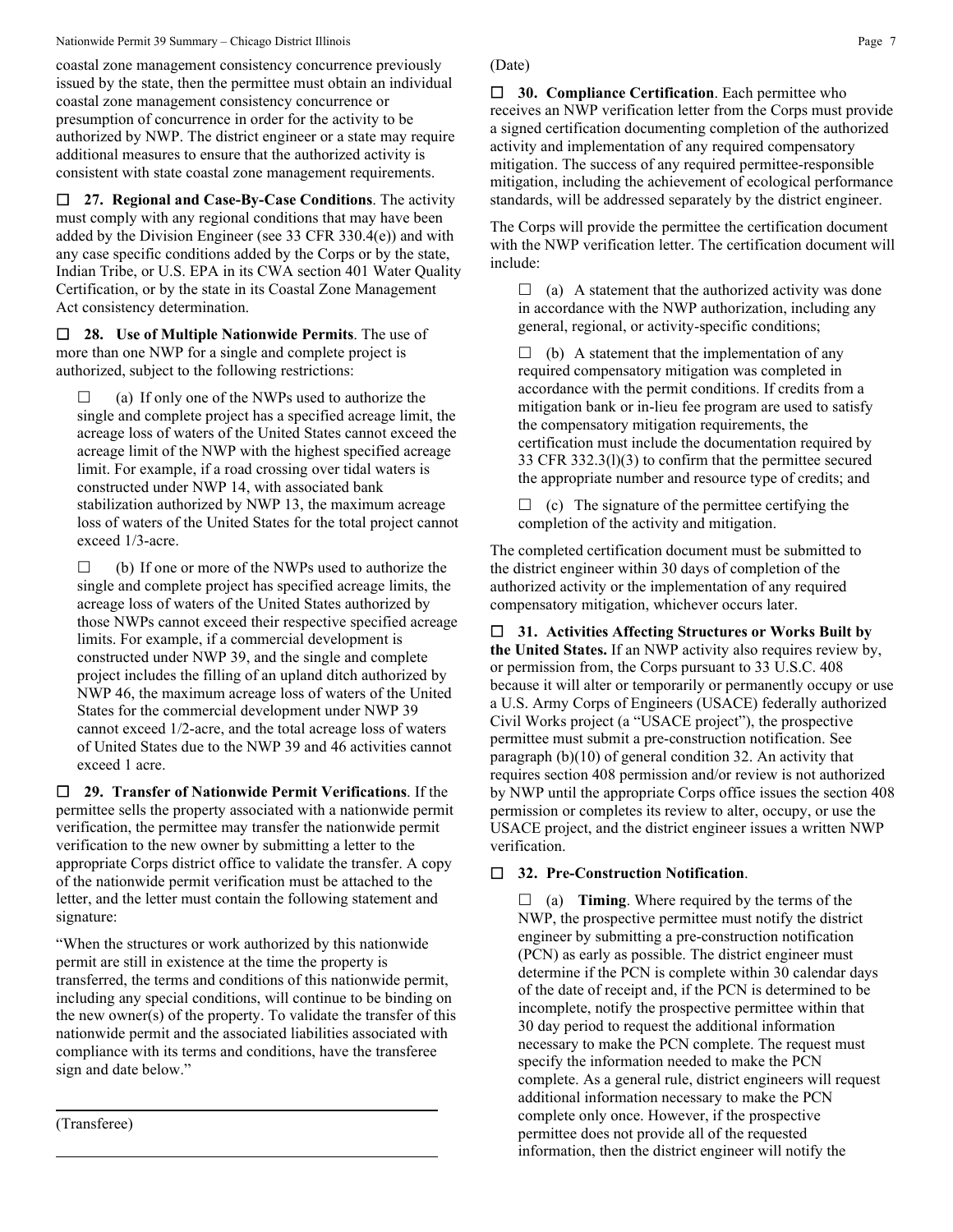coastal zone management consistency concurrence previously issued by the state, then the permittee must obtain an individual coastal zone management consistency concurrence or presumption of concurrence in order for the activity to be authorized by NWP. The district engineer or a state may require additional measures to ensure that the authorized activity is consistent with state coastal zone management requirements.

☐ **27. Regional and Case-By-Case Conditions**. The activity must comply with any regional conditions that may have been added by the Division Engineer (see 33 CFR 330.4(e)) and with any case specific conditions added by the Corps or by the state, Indian Tribe, or U.S. EPA in its CWA section 401 Water Quality Certification, or by the state in its Coastal Zone Management Act consistency determination.

☐ **28. Use of Multiple Nationwide Permits**. The use of more than one NWP for a single and complete project is authorized, subject to the following restrictions:

☐ (a) If only one of the NWPs used to authorize the single and complete project has a specified acreage limit, the acreage loss of waters of the United States cannot exceed the acreage limit of the NWP with the highest specified acreage limit. For example, if a road crossing over tidal waters is constructed under NWP 14, with associated bank stabilization authorized by NWP 13, the maximum acreage loss of waters of the United States for the total project cannot exceed 1/3-acre.

☐ (b) If one or more of the NWPs used to authorize the single and complete project has specified acreage limits, the acreage loss of waters of the United States authorized by those NWPs cannot exceed their respective specified acreage limits. For example, if a commercial development is constructed under NWP 39, and the single and complete project includes the filling of an upland ditch authorized by NWP 46, the maximum acreage loss of waters of the United States for the commercial development under NWP 39 cannot exceed 1/2-acre, and the total acreage loss of waters of United States due to the NWP 39 and 46 activities cannot exceed 1 acre.

☐ **29. Transfer of Nationwide Permit Verifications**. If the permittee sells the property associated with a nationwide permit verification, the permittee may transfer the nationwide permit verification to the new owner by submitting a letter to the appropriate Corps district office to validate the transfer. A copy of the nationwide permit verification must be attached to the letter, and the letter must contain the following statement and signature:

"When the structures or work authorized by this nationwide permit are still in existence at the time the property is transferred, the terms and conditions of this nationwide permit, including any special conditions, will continue to be binding on the new owner(s) of the property. To validate the transfer of this nationwide permit and the associated liabilities associated with compliance with its terms and conditions, have the transferee sign and date below."

\_\_\_\_\_\_\_\_\_\_\_\_\_\_\_\_\_\_\_\_\_\_\_\_\_\_\_\_\_\_\_\_\_\_\_\_\_\_\_\_

(Transferee)

\_\_\_\_\_\_\_\_\_\_\_\_\_\_\_\_\_\_\_\_\_\_\_\_\_\_\_\_\_\_\_\_\_\_\_\_\_\_\_\_

(Date)

☐ **30. Compliance Certification**. Each permittee who receives an NWP verification letter from the Corps must provide a signed certification documenting completion of the authorized activity and implementation of any required compensatory mitigation. The success of any required permittee-responsible mitigation, including the achievement of ecological performance standards, will be addressed separately by the district engineer.

The Corps will provide the permittee the certification document with the NWP verification letter. The certification document will include:

☐ (a) A statement that the authorized activity was done in accordance with the NWP authorization, including any general, regional, or activity-specific conditions;

☐ (b) A statement that the implementation of any required compensatory mitigation was completed in accordance with the permit conditions. If credits from a mitigation bank or in-lieu fee program are used to satisfy the compensatory mitigation requirements, the certification must include the documentation required by 33 CFR 332.3(l)(3) to confirm that the permittee secured the appropriate number and resource type of credits; and

☐ (c) The signature of the permittee certifying the completion of the activity and mitigation.

The completed certification document must be submitted to the district engineer within 30 days of completion of the authorized activity or the implementation of any required compensatory mitigation, whichever occurs later.

☐ **31. Activities Affecting Structures or Works Built by the United States.** If an NWP activity also requires review by, or permission from, the Corps pursuant to 33 U.S.C. 408 because it will alter or temporarily or permanently occupy or use a U.S. Army Corps of Engineers (USACE) federally authorized Civil Works project (a "USACE project"), the prospective permittee must submit a pre-construction notification. See paragraph (b)(10) of general condition 32. An activity that requires section 408 permission and/or review is not authorized by NWP until the appropriate Corps office issues the section 408 permission or completes its review to alter, occupy, or use the USACE project, and the district engineer issues a written NWP verification.

☐ **32. Pre-Construction Notification**.

☐ (a) **Timing**. Where required by the terms of the NWP, the prospective permittee must notify the district engineer by submitting a pre-construction notification (PCN) as early as possible. The district engineer must determine if the PCN is complete within 30 calendar days of the date of receipt and, if the PCN is determined to be incomplete, notify the prospective permittee within that 30 day period to request the additional information necessary to make the PCN complete. The request must specify the information needed to make the PCN complete. As a general rule, district engineers will request additional information necessary to make the PCN complete only once. However, if the prospective permittee does not provide all of the requested information, then the district engineer will notify the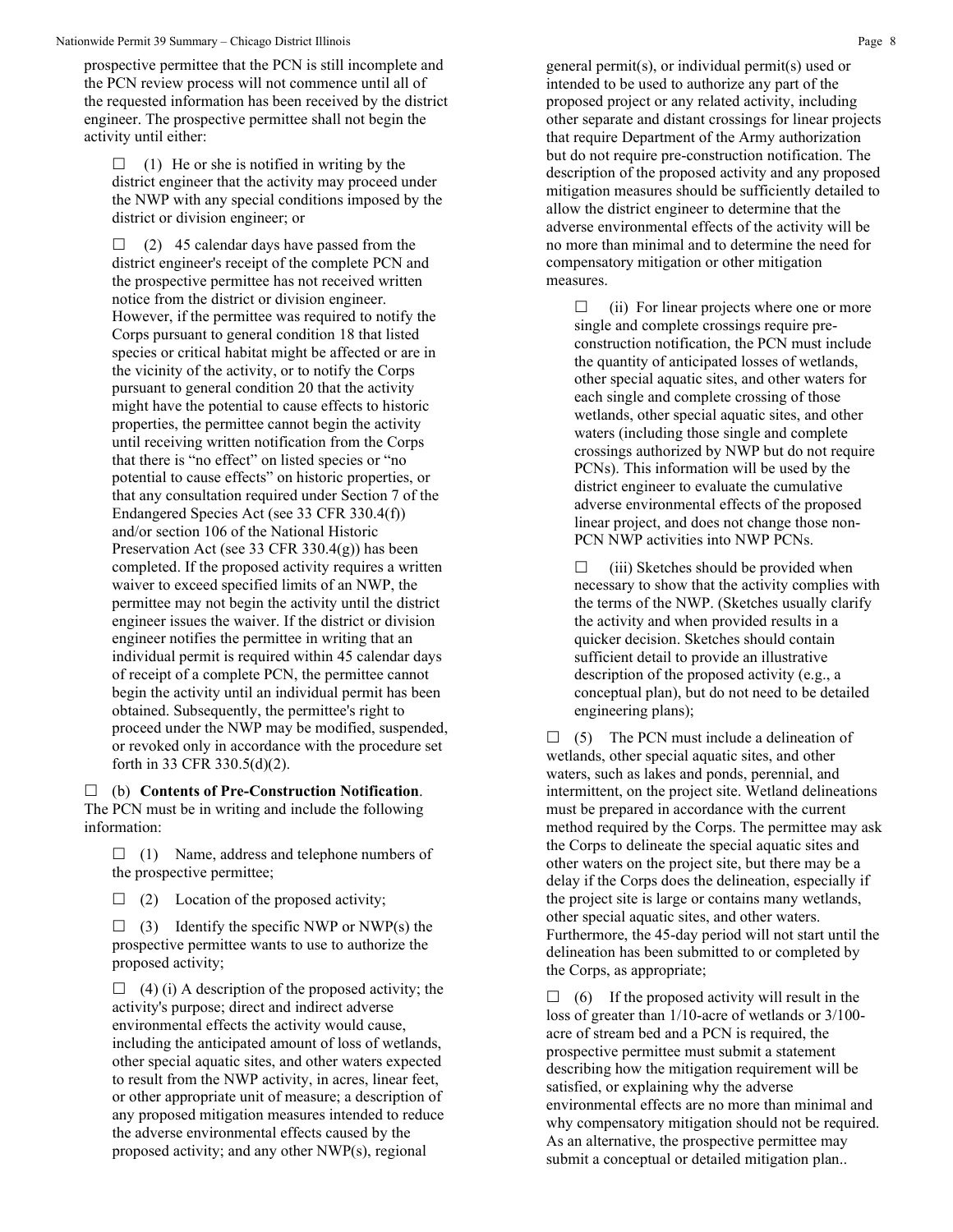prospective permittee that the PCN is still incomplete and the PCN review process will not commence until all of the requested information has been received by the district engineer. The prospective permittee shall not begin the activity until either:

☐ (1) He or she is notified in writing by the district engineer that the activity may proceed under the NWP with any special conditions imposed by the district or division engineer; or

☐ (2) 45 calendar days have passed from the district engineer's receipt of the complete PCN and the prospective permittee has not received written notice from the district or division engineer. However, if the permittee was required to notify the Corps pursuant to general condition 18 that listed species or critical habitat might be affected or are in the vicinity of the activity, or to notify the Corps pursuant to general condition 20 that the activity might have the potential to cause effects to historic properties, the permittee cannot begin the activity until receiving written notification from the Corps that there is "no effect" on listed species or "no potential to cause effects" on historic properties, or that any consultation required under Section 7 of the Endangered Species Act (see 33 CFR 330.4(f)) and/or section 106 of the National Historic Preservation Act (see 33 CFR 330.4(g)) has been completed. If the proposed activity requires a written waiver to exceed specified limits of an NWP, the permittee may not begin the activity until the district engineer issues the waiver. If the district or division engineer notifies the permittee in writing that an individual permit is required within 45 calendar days of receipt of a complete PCN, the permittee cannot begin the activity until an individual permit has been obtained. Subsequently, the permittee's right to proceed under the NWP may be modified, suspended, or revoked only in accordance with the procedure set forth in 33 CFR 330.5(d)(2).

☐ (b) **Contents of Pre-Construction Notification**. The PCN must be in writing and include the following information:

☐ (1) Name, address and telephone numbers of the prospective permittee;

☐ (2) Location of the proposed activity;

☐ (3) Identify the specific NWP or NWP(s) the prospective permittee wants to use to authorize the proposed activity;

☐ (4) (i) A description of the proposed activity; the activity's purpose; direct and indirect adverse environmental effects the activity would cause, including the anticipated amount of loss of wetlands, other special aquatic sites, and other waters expected to result from the NWP activity, in acres, linear feet, or other appropriate unit of measure; a description of any proposed mitigation measures intended to reduce the adverse environmental effects caused by the proposed activity; and any other NWP(s), regional general permit(s), or individual permit(s) used or intended to be used to authorize any part of the proposed project or any related activity, including other separate and distant crossings for linear projects that require Department of the Army authorization but do not require pre-construction notification. The description of the proposed activity and any proposed mitigation measures should be sufficiently detailed to allow the district engineer to determine that the adverse environmental effects of the activity will be no more than minimal and to determine the need for compensatory mitigation or other mitigation measures.

☐ (ii) For linear projects where one or more single and complete crossings require pre-construction notification, the PCN must include the quantity of anticipated losses of wetlands, other special aquatic sites, and other waters for each single and complete crossing of those wetlands, other special aquatic sites, and other waters (including those single and complete crossings authorized by NWP but do not require PCNs). This information will be used by the district engineer to evaluate the cumulative adverse environmental effects of the proposed linear project, and does not change those non-PCN NWP activities into NWP PCNs.

☐ (iii) Sketches should be provided when necessary to show that the activity complies with the terms of the NWP. (Sketches usually clarify the activity and when provided results in a quicker decision. Sketches should contain sufficient detail to provide an illustrative description of the proposed activity (e.g., a conceptual plan), but do not need to be detailed engineering plans);

☐ (5) The PCN must include a delineation of wetlands, other special aquatic sites, and other waters, such as lakes and ponds, perennial, and intermittent, on the project site. Wetland delineations must be prepared in accordance with the current method required by the Corps. The permittee may ask the Corps to delineate the special aquatic sites and other waters on the project site, but there may be a delay if the Corps does the delineation, especially if the project site is large or contains many wetlands, other special aquatic sites, and other waters. Furthermore, the 45-day period will not start until the delineation has been submitted to or completed by the Corps, as appropriate;

☐ (6) If the proposed activity will result in the loss of greater than 1/10-acre of wetlands or 3/100-acre of stream bed and a PCN is required, the prospective permittee must submit a statement describing how the mitigation requirement will be satisfied, or explaining why the adverse environmental effects are no more than minimal and why compensatory mitigation should not be required. As an alternative, the prospective permittee may submit a conceptual or detailed mitigation plan..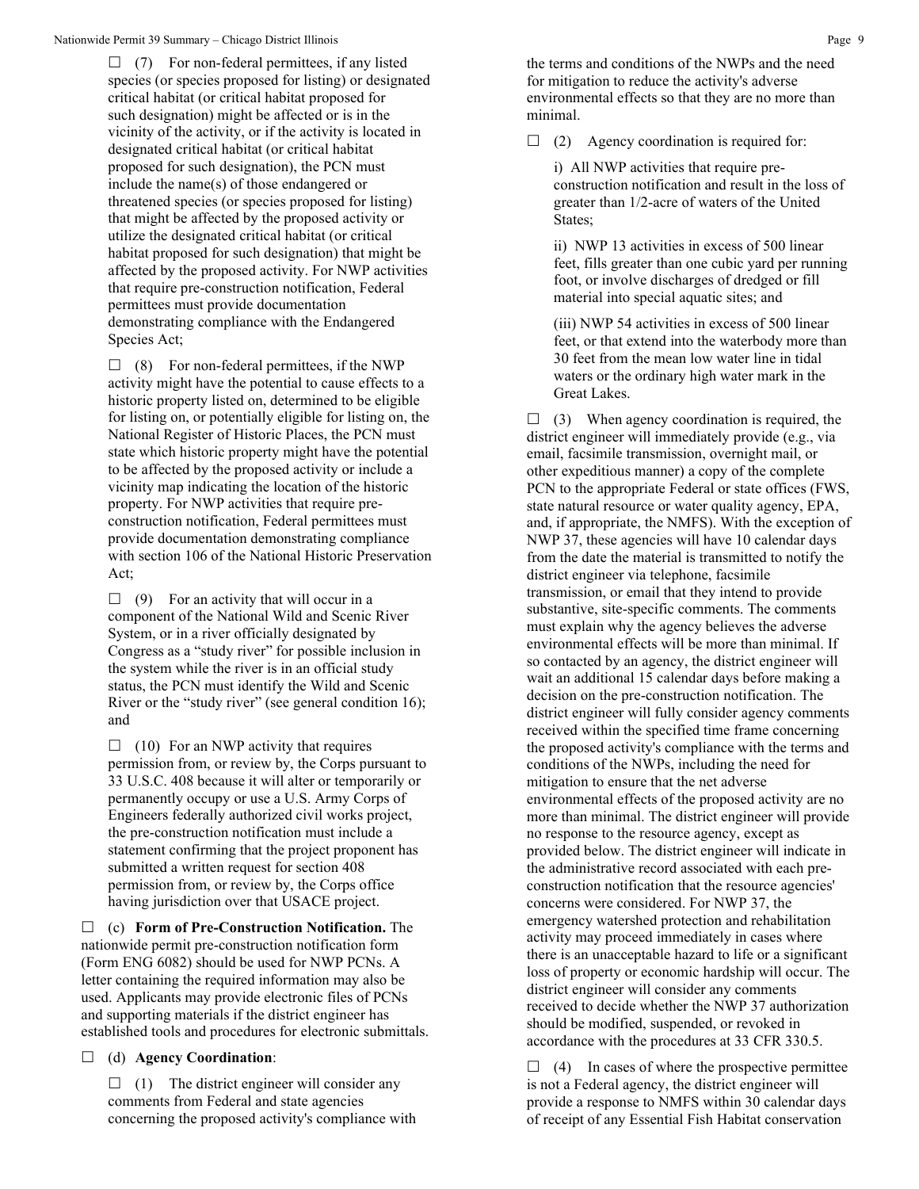☐ (7) For non-federal permittees, if any listed species (or species proposed for listing) or designated critical habitat (or critical habitat proposed for such designation) might be affected or is in the vicinity of the activity, or if the activity is located in designated critical habitat (or critical habitat proposed for such designation), the PCN must include the name(s) of those endangered or threatened species (or species proposed for listing) that might be affected by the proposed activity or utilize the designated critical habitat (or critical habitat proposed for such designation) that might be affected by the proposed activity. For NWP activities that require pre-construction notification, Federal permittees must provide documentation demonstrating compliance with the Endangered Species Act;

☐ (8) For non-federal permittees, if the NWP activity might have the potential to cause effects to a historic property listed on, determined to be eligible for listing on, or potentially eligible for listing on, the National Register of Historic Places, the PCN must state which historic property might have the potential to be affected by the proposed activity or include a vicinity map indicating the location of the historic property. For NWP activities that require pre-construction notification, Federal permittees must provide documentation demonstrating compliance with section 106 of the National Historic Preservation Act;

☐ (9) For an activity that will occur in a component of the National Wild and Scenic River System, or in a river officially designated by Congress as a "study river" for possible inclusion in the system while the river is in an official study status, the PCN must identify the Wild and Scenic River or the "study river" (see general condition 16); and

☐ (10) For an NWP activity that requires permission from, or review by, the Corps pursuant to 33 U.S.C. 408 because it will alter or temporarily or permanently occupy or use a U.S. Army Corps of Engineers federally authorized civil works project, the pre-construction notification must include a statement confirming that the project proponent has submitted a written request for section 408 permission from, or review by, the Corps office having jurisdiction over that USACE project.

☐ (c) **Form of Pre-Construction Notification.** The nationwide permit pre-construction notification form (Form ENG 6082) should be used for NWP PCNs. A letter containing the required information may also be used. Applicants may provide electronic files of PCNs and supporting materials if the district engineer has established tools and procedures for electronic submittals.

☐ (d) **Agency Coordination**:

☐ (1) The district engineer will consider any comments from Federal and state agencies concerning the proposed activity's compliance with the terms and conditions of the NWPs and the need for mitigation to reduce the activity's adverse environmental effects so that they are no more than minimal.

☐ (2) Agency coordination is required for:

i) All NWP activities that require pre-construction notification and result in the loss of greater than 1/2-acre of waters of the United States;

ii) NWP 13 activities in excess of 500 linear feet, fills greater than one cubic yard per running foot, or involve discharges of dredged or fill material into special aquatic sites; and

(iii) NWP 54 activities in excess of 500 linear feet, or that extend into the waterbody more than 30 feet from the mean low water line in tidal waters or the ordinary high water mark in the Great Lakes.

☐ (3) When agency coordination is required, the district engineer will immediately provide (e.g., via email, facsimile transmission, overnight mail, or other expeditious manner) a copy of the complete PCN to the appropriate Federal or state offices (FWS, state natural resource or water quality agency, EPA, and, if appropriate, the NMFS). With the exception of NWP 37, these agencies will have 10 calendar days from the date the material is transmitted to notify the district engineer via telephone, facsimile transmission, or email that they intend to provide substantive, site-specific comments. The comments must explain why the agency believes the adverse environmental effects will be more than minimal. If so contacted by an agency, the district engineer will wait an additional 15 calendar days before making a decision on the pre-construction notification. The district engineer will fully consider agency comments received within the specified time frame concerning the proposed activity's compliance with the terms and conditions of the NWPs, including the need for mitigation to ensure that the net adverse environmental effects of the proposed activity are no more than minimal. The district engineer will provide no response to the resource agency, except as provided below. The district engineer will indicate in the administrative record associated with each pre-construction notification that the resource agencies' concerns were considered. For NWP 37, the emergency watershed protection and rehabilitation activity may proceed immediately in cases where there is an unacceptable hazard to life or a significant loss of property or economic hardship will occur. The district engineer will consider any comments received to decide whether the NWP 37 authorization should be modified, suspended, or revoked in accordance with the procedures at 33 CFR 330.5.

☐ (4) In cases of where the prospective permittee is not a Federal agency, the district engineer will provide a response to NMFS within 30 calendar days of receipt of any Essential Fish Habitat conservation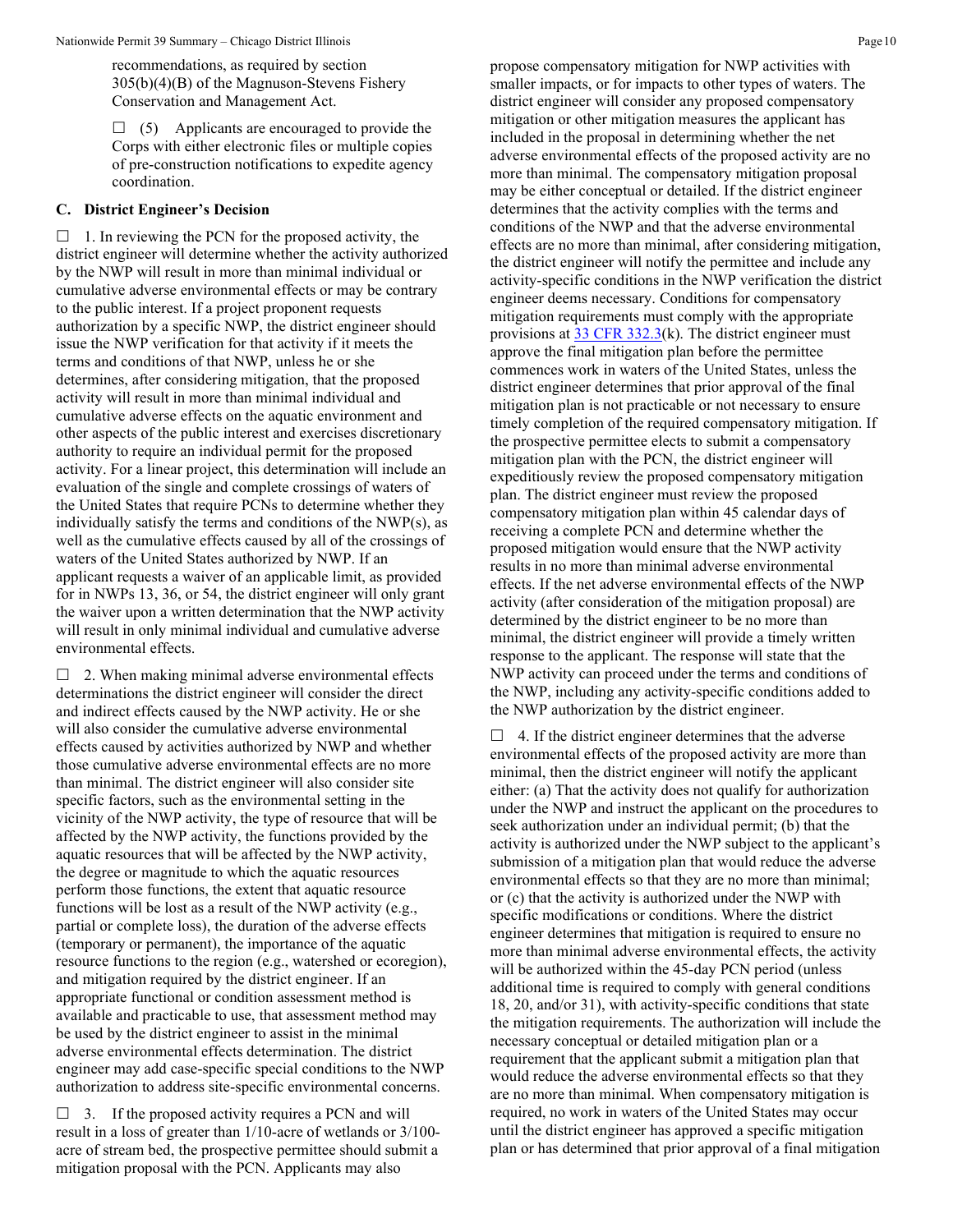recommendations, as required by section 305(b)(4)(B) of the Magnuson-Stevens Fishery Conservation and Management Act.

☐ (5) Applicants are encouraged to provide the Corps with either electronic files or multiple copies of pre-construction notifications to expedite agency coordination.

### C. District Engineer's Decision

☐ 1. In reviewing the PCN for the proposed activity, the district engineer will determine whether the activity authorized by the NWP will result in more than minimal individual or cumulative adverse environmental effects or may be contrary to the public interest. If a project proponent requests authorization by a specific NWP, the district engineer should issue the NWP verification for that activity if it meets the terms and conditions of that NWP, unless he or she determines, after considering mitigation, that the proposed activity will result in more than minimal individual and cumulative adverse effects on the aquatic environment and other aspects of the public interest and exercises discretionary authority to require an individual permit for the proposed activity. For a linear project, this determination will include an evaluation of the single and complete crossings of waters of the United States that require PCNs to determine whether they individually satisfy the terms and conditions of the NWP(s), as well as the cumulative effects caused by all of the crossings of waters of the United States authorized by NWP. If an applicant requests a waiver of an applicable limit, as provided for in NWPs 13, 36, or 54, the district engineer will only grant the waiver upon a written determination that the NWP activity will result in only minimal individual and cumulative adverse environmental effects.

☐ 2. When making minimal adverse environmental effects determinations the district engineer will consider the direct and indirect effects caused by the NWP activity. He or she will also consider the cumulative adverse environmental effects caused by activities authorized by NWP and whether those cumulative adverse environmental effects are no more than minimal. The district engineer will also consider site specific factors, such as the environmental setting in the vicinity of the NWP activity, the type of resource that will be affected by the NWP activity, the functions provided by the aquatic resources that will be affected by the NWP activity, the degree or magnitude to which the aquatic resources perform those functions, the extent that aquatic resource functions will be lost as a result of the NWP activity (e.g., partial or complete loss), the duration of the adverse effects (temporary or permanent), the importance of the aquatic resource functions to the region (e.g., watershed or ecoregion), and mitigation required by the district engineer. If an appropriate functional or condition assessment method is available and practicable to use, that assessment method may be used by the district engineer to assist in the minimal adverse environmental effects determination. The district engineer may add case-specific special conditions to the NWP authorization to address site-specific environmental concerns.

☐ 3. If the proposed activity requires a PCN and will result in a loss of greater than 1/10-acre of wetlands or 3/100-acre of stream bed, the prospective permittee should submit a mitigation proposal with the PCN. Applicants may also propose compensatory mitigation for NWP activities with smaller impacts, or for impacts to other types of waters. The district engineer will consider any proposed compensatory mitigation or other mitigation measures the applicant has included in the proposal in determining whether the net adverse environmental effects of the proposed activity are no more than minimal. The compensatory mitigation proposal may be either conceptual or detailed. If the district engineer determines that the activity complies with the terms and conditions of the NWP and that the adverse environmental effects are no more than minimal, after considering mitigation, the district engineer will notify the permittee and include any activity-specific conditions in the NWP verification the district engineer deems necessary. Conditions for compensatory mitigation requirements must comply with the appropriate provisions at [33 CFR 332.3](k). The district engineer must approve the final mitigation plan before the permittee commences work in waters of the United States, unless the district engineer determines that prior approval of the final mitigation plan is not practicable or not necessary to ensure timely completion of the required compensatory mitigation. If the prospective permittee elects to submit a compensatory mitigation plan with the PCN, the district engineer will expeditiously review the proposed compensatory mitigation plan. The district engineer must review the proposed compensatory mitigation plan within 45 calendar days of receiving a complete PCN and determine whether the proposed mitigation would ensure that the NWP activity results in no more than minimal adverse environmental effects. If the net adverse environmental effects of the NWP activity (after consideration of the mitigation proposal) are determined by the district engineer to be no more than minimal, the district engineer will provide a timely written response to the applicant. The response will state that the NWP activity can proceed under the terms and conditions of the NWP, including any activity-specific conditions added to the NWP authorization by the district engineer.

☐ 4. If the district engineer determines that the adverse environmental effects of the proposed activity are more than minimal, then the district engineer will notify the applicant either: (a) That the activity does not qualify for authorization under the NWP and instruct the applicant on the procedures to seek authorization under an individual permit; (b) that the activity is authorized under the NWP subject to the applicant's submission of a mitigation plan that would reduce the adverse environmental effects so that they are no more than minimal; or (c) that the activity is authorized under the NWP with specific modifications or conditions. Where the district engineer determines that mitigation is required to ensure no more than minimal adverse environmental effects, the activity will be authorized within the 45-day PCN period (unless additional time is required to comply with general conditions 18, 20, and/or 31), with activity-specific conditions that state the mitigation requirements. The authorization will include the necessary conceptual or detailed mitigation plan or a requirement that the applicant submit a mitigation plan that would reduce the adverse environmental effects so that they are no more than minimal. When compensatory mitigation is required, no work in waters of the United States may occur until the district engineer has approved a specific mitigation plan or has determined that prior approval of a final mitigation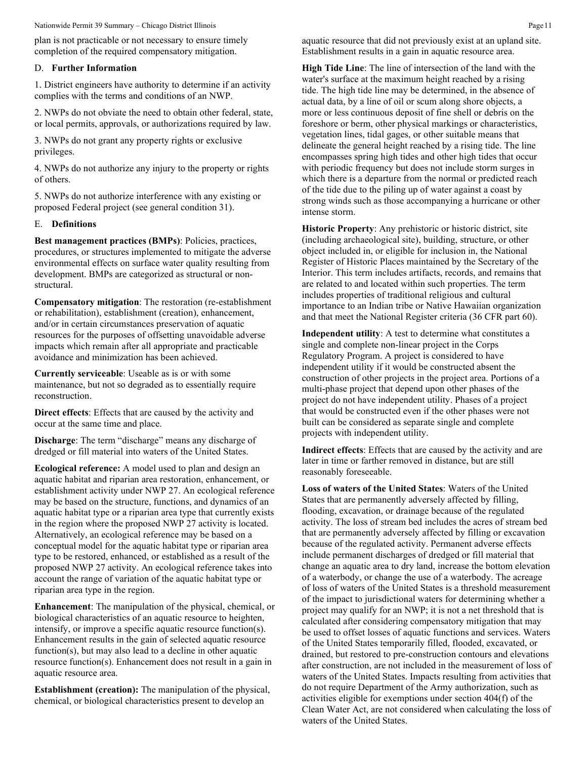plan is not practicable or not necessary to ensure timely completion of the required compensatory mitigation.

## D. **Further Information**

1. District engineers have authority to determine if an activity complies with the terms and conditions of an NWP.

2. NWPs do not obviate the need to obtain other federal, state, or local permits, approvals, or authorizations required by law.

3. NWPs do not grant any property rights or exclusive privileges.

4. NWPs do not authorize any injury to the property or rights of others.

5. NWPs do not authorize interference with any existing or proposed Federal project (see general condition 31).

## E. **Definitions**

**Best management practices (BMPs)**: Policies, practices, procedures, or structures implemented to mitigate the adverse environmental effects on surface water quality resulting from development. BMPs are categorized as structural or non-structural.

**Compensatory mitigation**: The restoration (re-establishment or rehabilitation), establishment (creation), enhancement, and/or in certain circumstances preservation of aquatic resources for the purposes of offsetting unavoidable adverse impacts which remain after all appropriate and practicable avoidance and minimization has been achieved.

**Currently serviceable**: Useable as is or with some maintenance, but not so degraded as to essentially require reconstruction.

**Direct effects**: Effects that are caused by the activity and occur at the same time and place.

**Discharge**: The term "discharge" means any discharge of dredged or fill material into waters of the United States.

**Ecological reference:** A model used to plan and design an aquatic habitat and riparian area restoration, enhancement, or establishment activity under NWP 27. An ecological reference may be based on the structure, functions, and dynamics of an aquatic habitat type or a riparian area type that currently exists in the region where the proposed NWP 27 activity is located. Alternatively, an ecological reference may be based on a conceptual model for the aquatic habitat type or riparian area type to be restored, enhanced, or established as a result of the proposed NWP 27 activity. An ecological reference takes into account the range of variation of the aquatic habitat type or riparian area type in the region.

**Enhancement**: The manipulation of the physical, chemical, or biological characteristics of an aquatic resource to heighten, intensify, or improve a specific aquatic resource function(s). Enhancement results in the gain of selected aquatic resource function(s), but may also lead to a decline in other aquatic resource function(s). Enhancement does not result in a gain in aquatic resource area.

**Establishment (creation):** The manipulation of the physical, chemical, or biological characteristics present to develop an aquatic resource that did not previously exist at an upland site. Establishment results in a gain in aquatic resource area.

**High Tide Line**: The line of intersection of the land with the water's surface at the maximum height reached by a rising tide. The high tide line may be determined, in the absence of actual data, by a line of oil or scum along shore objects, a more or less continuous deposit of fine shell or debris on the foreshore or berm, other physical markings or characteristics, vegetation lines, tidal gages, or other suitable means that delineate the general height reached by a rising tide. The line encompasses spring high tides and other high tides that occur with periodic frequency but does not include storm surges in which there is a departure from the normal or predicted reach of the tide due to the piling up of water against a coast by strong winds such as those accompanying a hurricane or other intense storm.

**Historic Property**: Any prehistoric or historic district, site (including archaeological site), building, structure, or other object included in, or eligible for inclusion in, the National Register of Historic Places maintained by the Secretary of the Interior. This term includes artifacts, records, and remains that are related to and located within such properties. The term includes properties of traditional religious and cultural importance to an Indian tribe or Native Hawaiian organization and that meet the National Register criteria (36 CFR part 60).

**Independent utility**: A test to determine what constitutes a single and complete non-linear project in the Corps Regulatory Program. A project is considered to have independent utility if it would be constructed absent the construction of other projects in the project area. Portions of a multi-phase project that depend upon other phases of the project do not have independent utility. Phases of a project that would be constructed even if the other phases were not built can be considered as separate single and complete projects with independent utility.

**Indirect effects**: Effects that are caused by the activity and are later in time or farther removed in distance, but are still reasonably foreseeable.

**Loss of waters of the United States**: Waters of the United States that are permanently adversely affected by filling, flooding, excavation, or drainage because of the regulated activity. The loss of stream bed includes the acres of stream bed that are permanently adversely affected by filling or excavation because of the regulated activity. Permanent adverse effects include permanent discharges of dredged or fill material that change an aquatic area to dry land, increase the bottom elevation of a waterbody, or change the use of a waterbody. The acreage of loss of waters of the United States is a threshold measurement of the impact to jurisdictional waters for determining whether a project may qualify for an NWP; it is not a net threshold that is calculated after considering compensatory mitigation that may be used to offset losses of aquatic functions and services. Waters of the United States temporarily filled, flooded, excavated, or drained, but restored to pre-construction contours and elevations after construction, are not included in the measurement of loss of waters of the United States. Impacts resulting from activities that do not require Department of the Army authorization, such as activities eligible for exemptions under section 404(f) of the Clean Water Act, are not considered when calculating the loss of waters of the United States.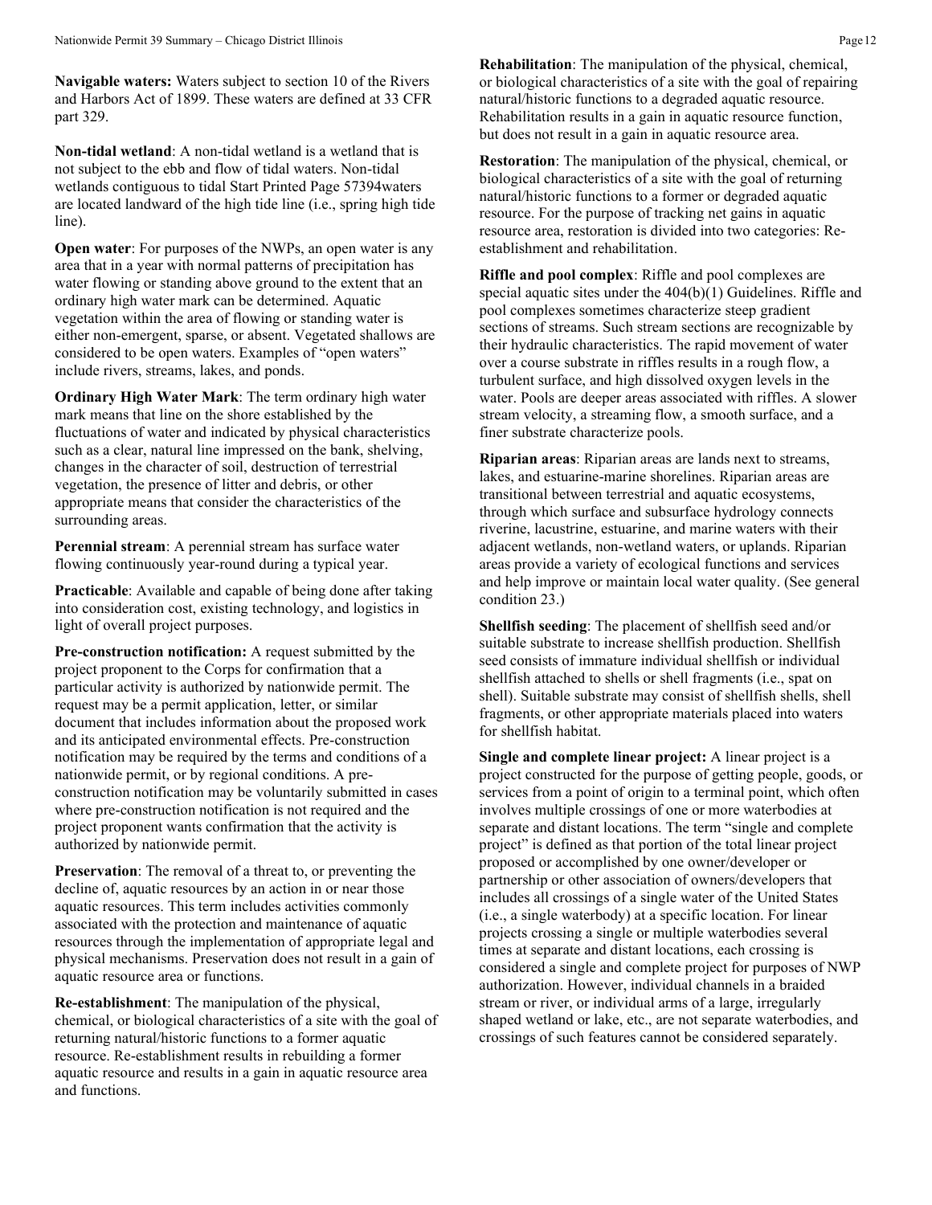**Navigable waters:** Waters subject to section 10 of the Rivers and Harbors Act of 1899. These waters are defined at 33 CFR part 329.

**Non-tidal wetland**: A non-tidal wetland is a wetland that is not subject to the ebb and flow of tidal waters. Non-tidal wetlands contiguous to tidal Start Printed Page 57394waters are located landward of the high tide line (i.e., spring high tide line).

**Open water**: For purposes of the NWPs, an open water is any area that in a year with normal patterns of precipitation has water flowing or standing above ground to the extent that an ordinary high water mark can be determined. Aquatic vegetation within the area of flowing or standing water is either non-emergent, sparse, or absent. Vegetated shallows are considered to be open waters. Examples of "open waters" include rivers, streams, lakes, and ponds.

**Ordinary High Water Mark**: The term ordinary high water mark means that line on the shore established by the fluctuations of water and indicated by physical characteristics such as a clear, natural line impressed on the bank, shelving, changes in the character of soil, destruction of terrestrial vegetation, the presence of litter and debris, or other appropriate means that consider the characteristics of the surrounding areas.

**Perennial stream**: A perennial stream has surface water flowing continuously year-round during a typical year.

**Practicable**: Available and capable of being done after taking into consideration cost, existing technology, and logistics in light of overall project purposes.

**Pre-construction notification:** A request submitted by the project proponent to the Corps for confirmation that a particular activity is authorized by nationwide permit. The request may be a permit application, letter, or similar document that includes information about the proposed work and its anticipated environmental effects. Pre-construction notification may be required by the terms and conditions of a nationwide permit, or by regional conditions. A pre-construction notification may be voluntarily submitted in cases where pre-construction notification is not required and the project proponent wants confirmation that the activity is authorized by nationwide permit.

**Preservation**: The removal of a threat to, or preventing the decline of, aquatic resources by an action in or near those aquatic resources. This term includes activities commonly associated with the protection and maintenance of aquatic resources through the implementation of appropriate legal and physical mechanisms. Preservation does not result in a gain of aquatic resource area or functions.

**Re-establishment**: The manipulation of the physical, chemical, or biological characteristics of a site with the goal of returning natural/historic functions to a former aquatic resource. Re-establishment results in rebuilding a former aquatic resource and results in a gain in aquatic resource area and functions.

**Rehabilitation**: The manipulation of the physical, chemical, or biological characteristics of a site with the goal of repairing natural/historic functions to a degraded aquatic resource. Rehabilitation results in a gain in aquatic resource function, but does not result in a gain in aquatic resource area.

**Restoration**: The manipulation of the physical, chemical, or biological characteristics of a site with the goal of returning natural/historic functions to a former or degraded aquatic resource. For the purpose of tracking net gains in aquatic resource area, restoration is divided into two categories: Re-establishment and rehabilitation.

**Riffle and pool complex**: Riffle and pool complexes are special aquatic sites under the 404(b)(1) Guidelines. Riffle and pool complexes sometimes characterize steep gradient sections of streams. Such stream sections are recognizable by their hydraulic characteristics. The rapid movement of water over a course substrate in riffles results in a rough flow, a turbulent surface, and high dissolved oxygen levels in the water. Pools are deeper areas associated with riffles. A slower stream velocity, a streaming flow, a smooth surface, and a finer substrate characterize pools.

**Riparian areas**: Riparian areas are lands next to streams, lakes, and estuarine-marine shorelines. Riparian areas are transitional between terrestrial and aquatic ecosystems, through which surface and subsurface hydrology connects riverine, lacustrine, estuarine, and marine waters with their adjacent wetlands, non-wetland waters, or uplands. Riparian areas provide a variety of ecological functions and services and help improve or maintain local water quality. (See general condition 23.)

**Shellfish seeding**: The placement of shellfish seed and/or suitable substrate to increase shellfish production. Shellfish seed consists of immature individual shellfish or individual shellfish attached to shells or shell fragments (i.e., spat on shell). Suitable substrate may consist of shellfish shells, shell fragments, or other appropriate materials placed into waters for shellfish habitat.

**Single and complete linear project:** A linear project is a project constructed for the purpose of getting people, goods, or services from a point of origin to a terminal point, which often involves multiple crossings of one or more waterbodies at separate and distant locations. The term "single and complete project" is defined as that portion of the total linear project proposed or accomplished by one owner/developer or partnership or other association of owners/developers that includes all crossings of a single water of the United States (i.e., a single waterbody) at a specific location. For linear projects crossing a single or multiple waterbodies several times at separate and distant locations, each crossing is considered a single and complete project for purposes of NWP authorization. However, individual channels in a braided stream or river, or individual arms of a large, irregularly shaped wetland or lake, etc., are not separate waterbodies, and crossings of such features cannot be considered separately.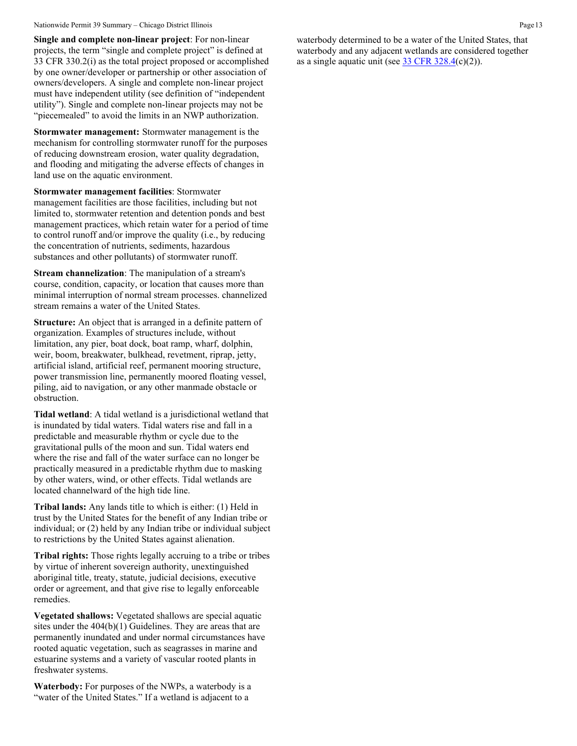**Single and complete non-linear project**: For non-linear projects, the term "single and complete project" is defined at 33 CFR 330.2(i) as the total project proposed or accomplished by one owner/developer or partnership or other association of owners/developers. A single and complete non-linear project must have independent utility (see definition of "independent utility"). Single and complete non-linear projects may not be "piecemealed" to avoid the limits in an NWP authorization.

**Stormwater management:** Stormwater management is the mechanism for controlling stormwater runoff for the purposes of reducing downstream erosion, water quality degradation, and flooding and mitigating the adverse effects of changes in land use on the aquatic environment.

**Stormwater management facilities**: Stormwater management facilities are those facilities, including but not limited to, stormwater retention and detention ponds and best management practices, which retain water for a period of time to control runoff and/or improve the quality (i.e., by reducing the concentration of nutrients, sediments, hazardous substances and other pollutants) of stormwater runoff.

**Stream channelization**: The manipulation of a stream's course, condition, capacity, or location that causes more than minimal interruption of normal stream processes. channelized stream remains a water of the United States.

**Structure:** An object that is arranged in a definite pattern of organization. Examples of structures include, without limitation, any pier, boat dock, boat ramp, wharf, dolphin, weir, boom, breakwater, bulkhead, revetment, riprap, jetty, artificial island, artificial reef, permanent mooring structure, power transmission line, permanently moored floating vessel, piling, aid to navigation, or any other manmade obstacle or obstruction.

**Tidal wetland**: A tidal wetland is a jurisdictional wetland that is inundated by tidal waters. Tidal waters rise and fall in a predictable and measurable rhythm or cycle due to the gravitational pulls of the moon and sun. Tidal waters end where the rise and fall of the water surface can no longer be practically measured in a predictable rhythm due to masking by other waters, wind, or other effects. Tidal wetlands are located channelward of the high tide line.

**Tribal lands:** Any lands title to which is either: (1) Held in trust by the United States for the benefit of any Indian tribe or individual; or (2) held by any Indian tribe or individual subject to restrictions by the United States against alienation.

**Tribal rights:** Those rights legally accruing to a tribe or tribes by virtue of inherent sovereign authority, unextinguished aboriginal title, treaty, statute, judicial decisions, executive order or agreement, and that give rise to legally enforceable remedies.

**Vegetated shallows:** Vegetated shallows are special aquatic sites under the 404(b)(1) Guidelines. They are areas that are permanently inundated and under normal circumstances have rooted aquatic vegetation, such as seagrasses in marine and estuarine systems and a variety of vascular rooted plants in freshwater systems.

**Waterbody:** For purposes of the NWPs, a waterbody is a "water of the United States." If a wetland is adjacent to a waterbody determined to be a water of the United States, that waterbody and any adjacent wetlands are considered together as a single aquatic unit (see 33 CFR 328.4(c)(2)).